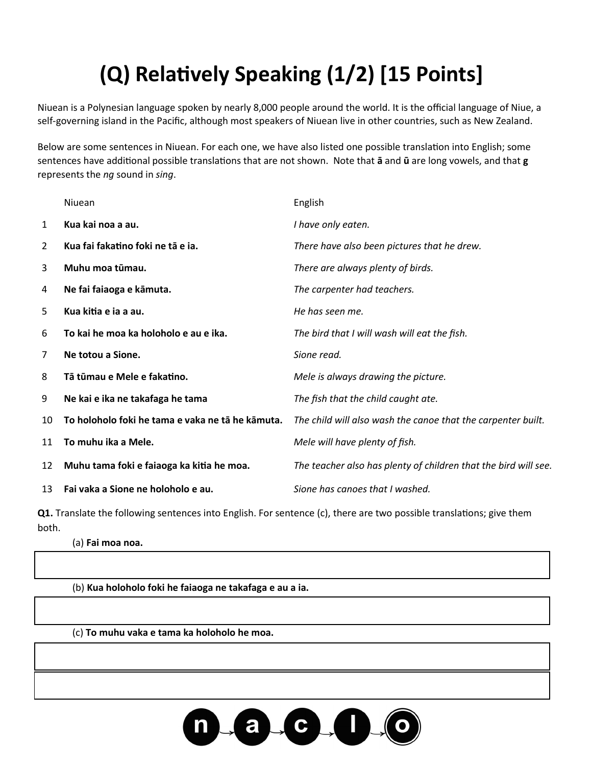# (Q) Relatively Speaking (1/2) [15 Points]

Niuean is a Polynesian language spoken by nearly 8,000 people around the world. It is the official language of Niue, a self-governing island in the Pacific, although most speakers of Niuean live in other countries, such as New Zealand.

Below are some sentences in Niuean. For each one, we have also listed one possible translation into English; some sentences have additional possible translations that are not shown. Note that **ā** and **ū** are long vowels, and that **g** represents the *ng* sound in *sing*.

| | Niuean | English |
|---|---|---|
| 1 | **Kua kai noa a au.** | *I have only eaten.* |
| 2 | **Kua fai fakatino foki ne tā e ia.** | *There have also been pictures that he drew.* |
| 3 | **Muhu moa tūmau.** | *There are always plenty of birds.* |
| 4 | **Ne fai faiaoga e kāmuta.** | *The carpenter had teachers.* |
| 5 | **Kua kitia e ia a au.** | *He has seen me.* |
| 6 | **To kai he moa ka holoholo e au e ika.** | *The bird that I will wash will eat the fish.* |
| 7 | **Ne totou a Sione.** | *Sione read.* |
| 8 | **Tā tūmau e Mele e fakatino.** | *Mele is always drawing the picture.* |
| 9 | **Ne kai e ika ne takafaga he tama** | *The fish that the child caught ate.* |
| 10 | **To holoholo foki he tama e vaka ne tā he kāmuta.** | *The child will also wash the canoe that the carpenter built.* |
| 11 | **To muhu ika a Mele.** | *Mele will have plenty of fish.* |
| 12 | **Muhu tama foki e faiaoga ka kitia he moa.** | *The teacher also has plenty of children that the bird will see.* |
| 13 | **Fai vaka a Sione ne holoholo e au.** | *Sione has canoes that I washed.* |

**Q1.** Translate the following sentences into English. For sentence (c), there are two possible translations; give them both.

(a) **Fai moa noa.**

(b) **Kua holoholo foki he faiaoga ne takafaga e au a ia.**

(c) **To muhu vaka e tama ka holoholo he moa.**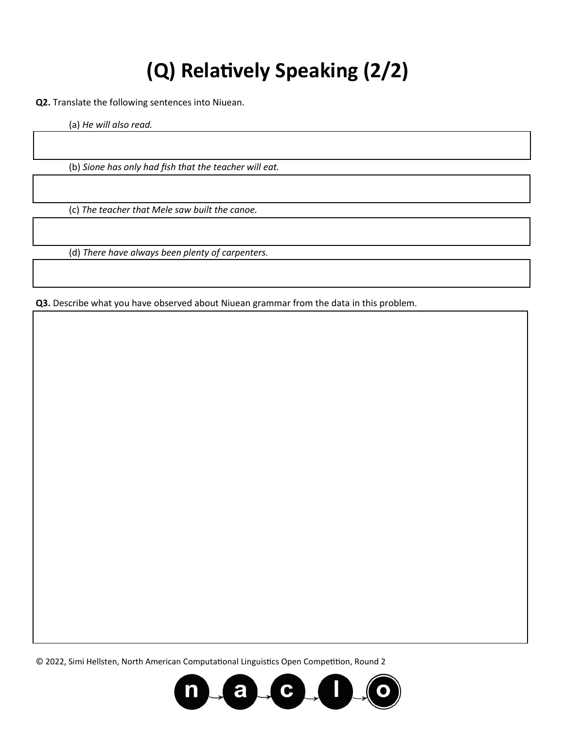# (Q) Relatively Speaking (2/2)

**Q2.** Translate the following sentences into Niuean.

(a) *He will also read.*

(b) *Sione has only had fish that the teacher will eat.*

(c) *The teacher that Mele saw built the canoe.*

(d) *There have always been plenty of carpenters.*

**Q3.** Describe what you have observed about Niuean grammar from the data in this problem.

© 2022, Simi Hellsten, North American Computational Linguistics Open Competition, Round 2